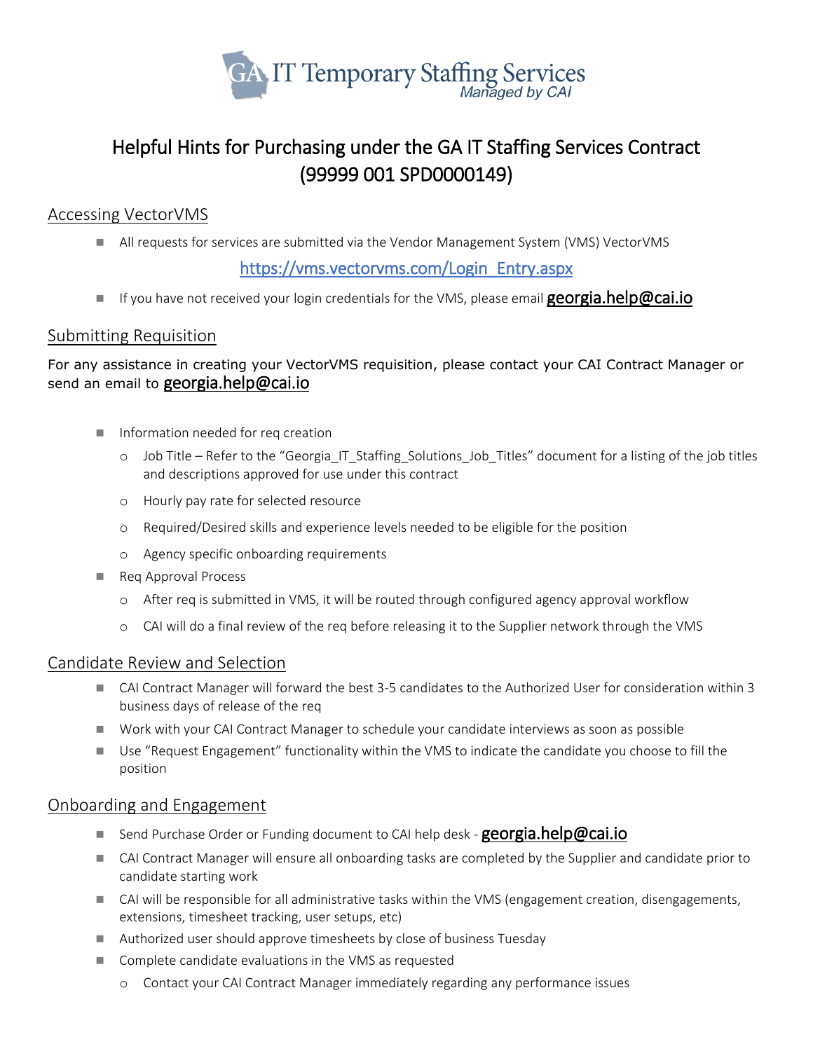GA IT Temporary Staffing Services
*Managed by CAI*

# Helpful Hints for Purchasing under the GA IT Staffing Services Contract (99999 001 SPD0000149)

## Accessing VectorVMS

- All requests for services are submitted via the Vendor Management System (VMS) VectorVMS

  https://vms.vectorvms.com/Login_Entry.aspx

- If you have not received your login credentials for the VMS, please email georgia.help@cai.io

## Submitting Requisition

For any assistance in creating your VectorVMS requisition, please contact your CAI Contract Manager or send an email to georgia.help@cai.io

- Information needed for req creation
  - Job Title – Refer to the "Georgia_IT_Staffing_Solutions_Job_Titles" document for a listing of the job titles and descriptions approved for use under this contract
  - Hourly pay rate for selected resource
  - Required/Desired skills and experience levels needed to be eligible for the position
  - Agency specific onboarding requirements
- Req Approval Process
  - After req is submitted in VMS, it will be routed through configured agency approval workflow
  - CAI will do a final review of the req before releasing it to the Supplier network through the VMS

## Candidate Review and Selection

- CAI Contract Manager will forward the best 3-5 candidates to the Authorized User for consideration within 3 business days of release of the req
- Work with your CAI Contract Manager to schedule your candidate interviews as soon as possible
- Use "Request Engagement" functionality within the VMS to indicate the candidate you choose to fill the position

## Onboarding and Engagement

- Send Purchase Order or Funding document to CAI help desk - georgia.help@cai.io
- CAI Contract Manager will ensure all onboarding tasks are completed by the Supplier and candidate prior to candidate starting work
- CAI will be responsible for all administrative tasks within the VMS (engagement creation, disengagements, extensions, timesheet tracking, user setups, etc)
- Authorized user should approve timesheets by close of business Tuesday
- Complete candidate evaluations in the VMS as requested
  - Contact your CAI Contract Manager immediately regarding any performance issues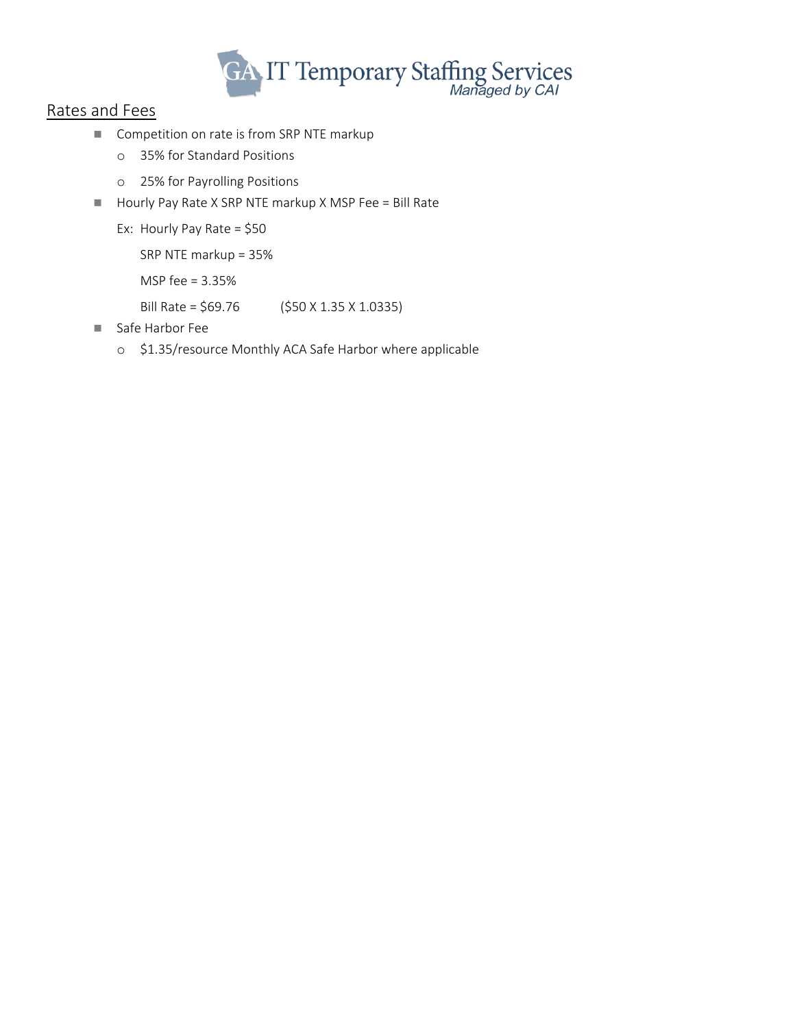## Rates and Fees

- Competition on rate is from SRP NTE markup
  - 35% for Standard Positions
  - 25% for Payrolling Positions
- Hourly Pay Rate X SRP NTE markup X MSP Fee = Bill Rate

  Ex: Hourly Pay Rate = $50

  SRP NTE markup = 35%

  MSP fee = 3.35%

  Bill Rate = $69.76 ($50 X 1.35 X 1.0335)
- Safe Harbor Fee
  - $1.35/resource Monthly ACA Safe Harbor where applicable